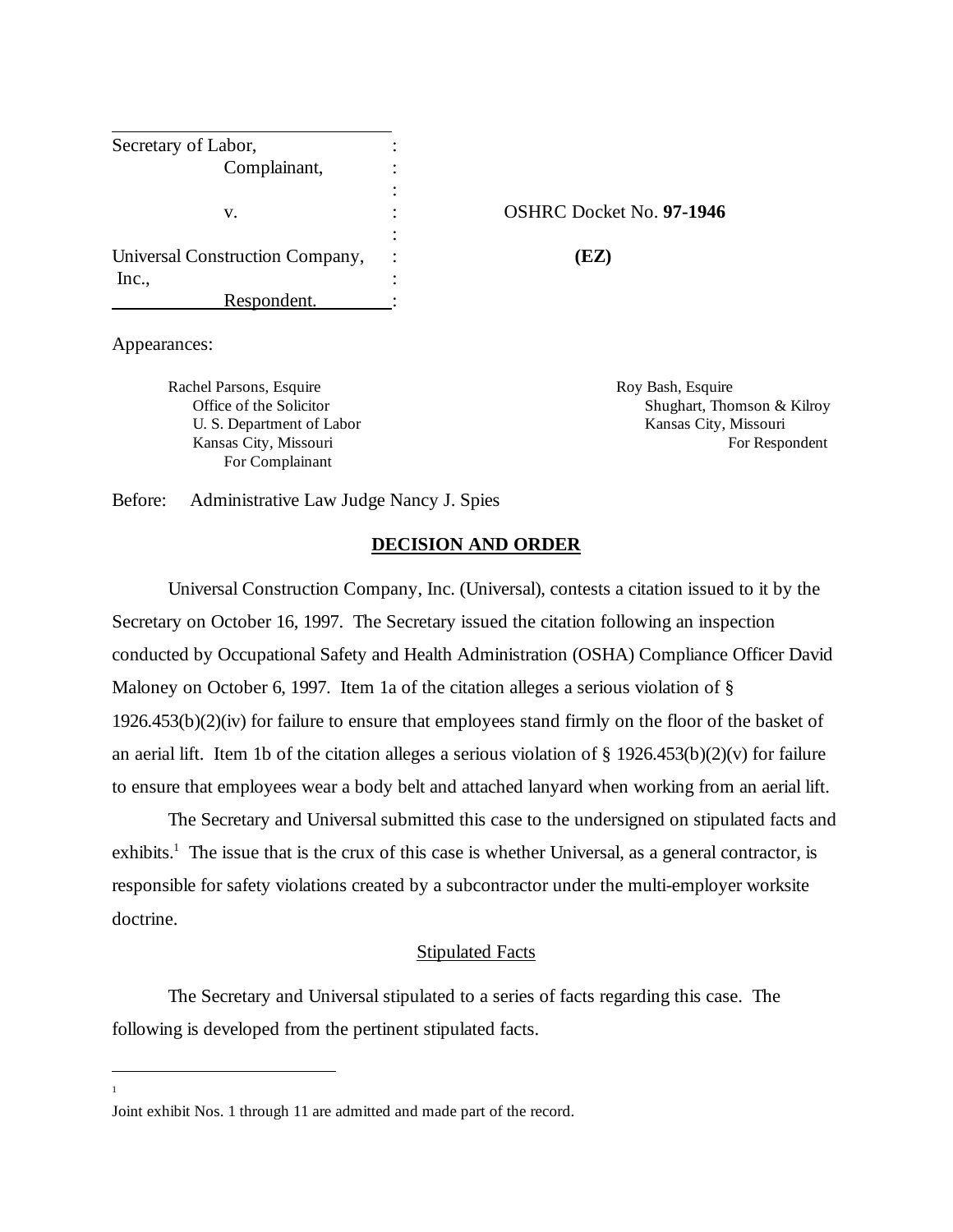| | | |
|---|---|---|
| Secretary of Labor, Complainant, | : | |
| v. | : | OSHRC Docket No. **97-1946** |
| Universal Construction Company, Inc., Respondent. | : | **(EZ)** |

Appearances:

Rachel Parsons, Esquire
Office of the Solicitor
U. S. Department of Labor
Kansas City, Missouri
For Complainant

Roy Bash, Esquire
Shughart, Thomson & Kilroy
Kansas City, Missouri
For Respondent

Before: Administrative Law Judge Nancy J. Spies

## DECISION AND ORDER

Universal Construction Company, Inc. (Universal), contests a citation issued to it by the Secretary on October 16, 1997. The Secretary issued the citation following an inspection conducted by Occupational Safety and Health Administration (OSHA) Compliance Officer David Maloney on October 6, 1997. Item 1a of the citation alleges a serious violation of § 1926.453(b)(2)(iv) for failure to ensure that employees stand firmly on the floor of the basket of an aerial lift. Item 1b of the citation alleges a serious violation of § 1926.453(b)(2)(v) for failure to ensure that employees wear a body belt and attached lanyard when working from an aerial lift.

The Secretary and Universal submitted this case to the undersigned on stipulated facts and exhibits.[1] The issue that is the crux of this case is whether Universal, as a general contractor, is responsible for safety violations created by a subcontractor under the multi-employer worksite doctrine.

### Stipulated Facts

The Secretary and Universal stipulated to a series of facts regarding this case. The following is developed from the pertinent stipulated facts.

---

[1] Joint exhibit Nos. 1 through 11 are admitted and made part of the record.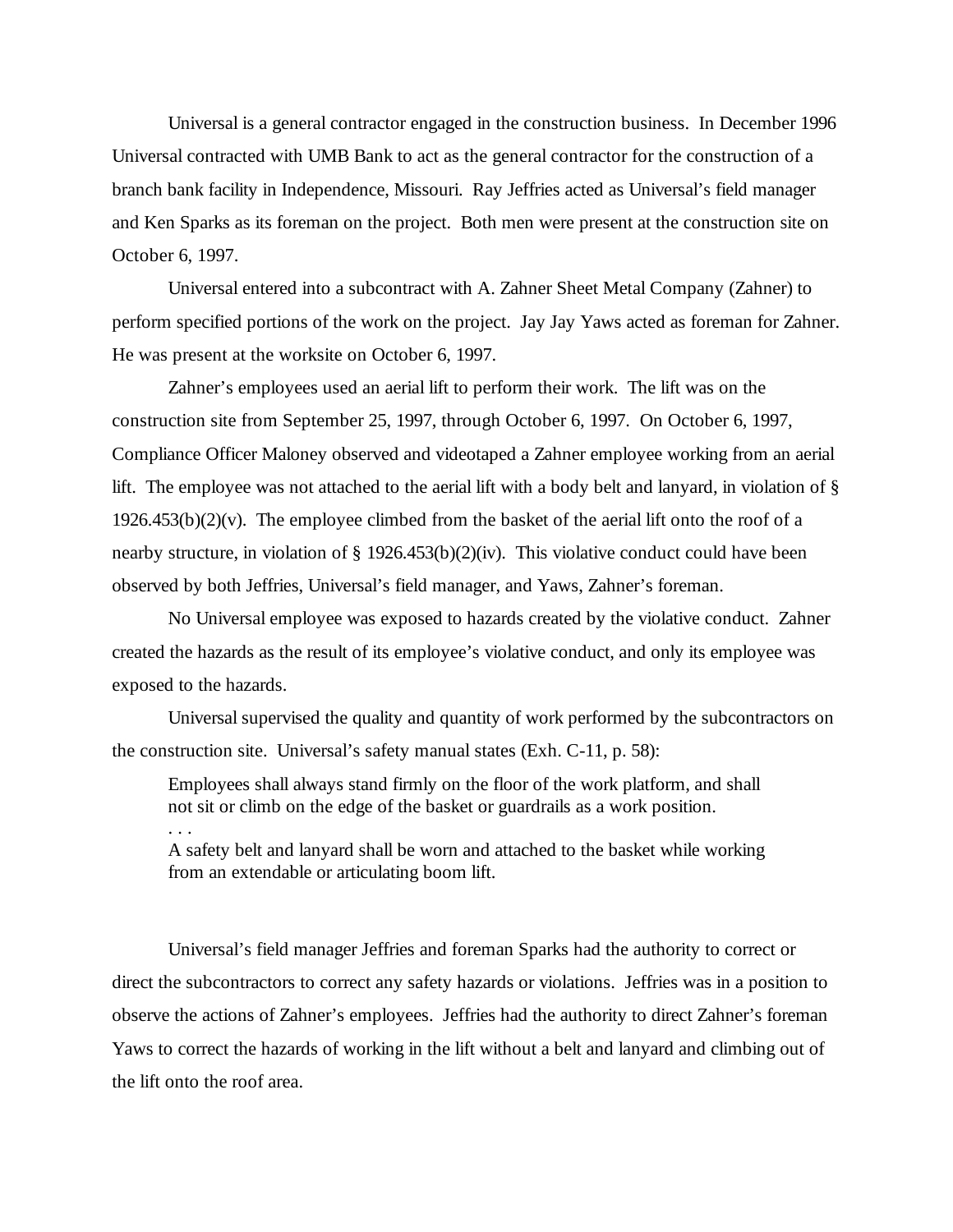Universal is a general contractor engaged in the construction business. In December 1996 Universal contracted with UMB Bank to act as the general contractor for the construction of a branch bank facility in Independence, Missouri. Ray Jeffries acted as Universal's field manager and Ken Sparks as its foreman on the project. Both men were present at the construction site on October 6, 1997.

Universal entered into a subcontract with A. Zahner Sheet Metal Company (Zahner) to perform specified portions of the work on the project. Jay Jay Yaws acted as foreman for Zahner. He was present at the worksite on October 6, 1997.

Zahner's employees used an aerial lift to perform their work. The lift was on the construction site from September 25, 1997, through October 6, 1997. On October 6, 1997, Compliance Officer Maloney observed and videotaped a Zahner employee working from an aerial lift. The employee was not attached to the aerial lift with a body belt and lanyard, in violation of § 1926.453(b)(2)(v). The employee climbed from the basket of the aerial lift onto the roof of a nearby structure, in violation of § 1926.453(b)(2)(iv). This violative conduct could have been observed by both Jeffries, Universal's field manager, and Yaws, Zahner's foreman.

No Universal employee was exposed to hazards created by the violative conduct. Zahner created the hazards as the result of its employee's violative conduct, and only its employee was exposed to the hazards.

Universal supervised the quality and quantity of work performed by the subcontractors on the construction site. Universal's safety manual states (Exh. C-11, p. 58):

> Employees shall always stand firmly on the floor of the work platform, and shall not sit or climb on the edge of the basket or guardrails as a work position.
> . . .
> A safety belt and lanyard shall be worn and attached to the basket while working from an extendable or articulating boom lift.

Universal's field manager Jeffries and foreman Sparks had the authority to correct or direct the subcontractors to correct any safety hazards or violations. Jeffries was in a position to observe the actions of Zahner's employees. Jeffries had the authority to direct Zahner's foreman Yaws to correct the hazards of working in the lift without a belt and lanyard and climbing out of the lift onto the roof area.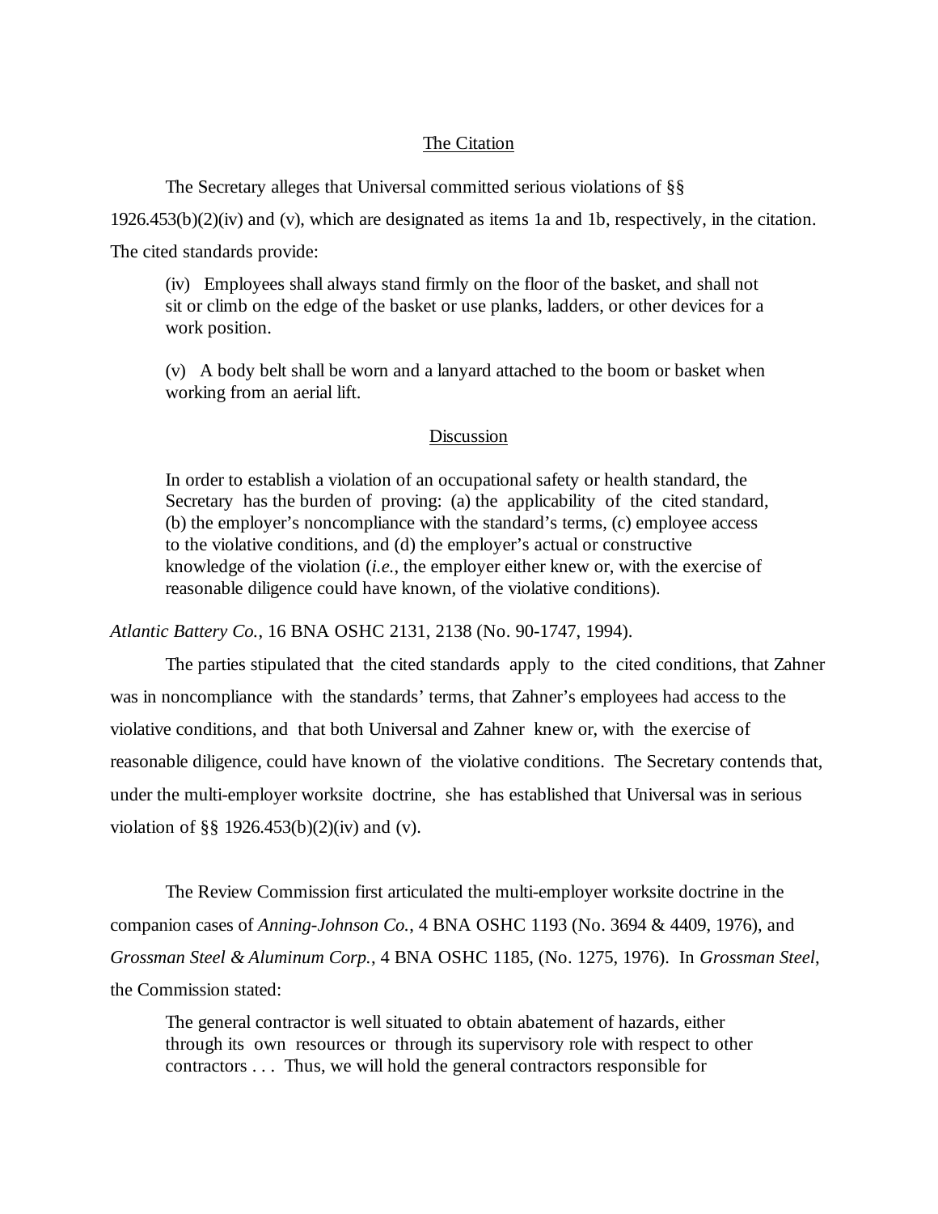## The Citation

The Secretary alleges that Universal committed serious violations of §§ 1926.453(b)(2)(iv) and (v), which are designated as items 1a and 1b, respectively, in the citation. The cited standards provide:

> (iv) Employees shall always stand firmly on the floor of the basket, and shall not sit or climb on the edge of the basket or use planks, ladders, or other devices for a work position.
>
> (v) A body belt shall be worn and a lanyard attached to the boom or basket when working from an aerial lift.

## Discussion

> In order to establish a violation of an occupational safety or health standard, the Secretary has the burden of proving: (a) the applicability of the cited standard, (b) the employer's noncompliance with the standard's terms, (c) employee access to the violative conditions, and (d) the employer's actual or constructive knowledge of the violation (*i.e.*, the employer either knew or, with the exercise of reasonable diligence could have known, of the violative conditions).

*Atlantic Battery Co.*, 16 BNA OSHC 2131, 2138 (No. 90-1747, 1994).

The parties stipulated that the cited standards apply to the cited conditions, that Zahner was in noncompliance with the standards' terms, that Zahner's employees had access to the violative conditions, and that both Universal and Zahner knew or, with the exercise of reasonable diligence, could have known of the violative conditions. The Secretary contends that, under the multi-employer worksite doctrine, she has established that Universal was in serious violation of §§ 1926.453(b)(2)(iv) and (v).

The Review Commission first articulated the multi-employer worksite doctrine in the companion cases of *Anning-Johnson Co.*, 4 BNA OSHC 1193 (No. 3694 & 4409, 1976), and *Grossman Steel & Aluminum Corp.*, 4 BNA OSHC 1185, (No. 1275, 1976). In *Grossman Steel*, the Commission stated:

> The general contractor is well situated to obtain abatement of hazards, either through its own resources or through its supervisory role with respect to other contractors . . . Thus, we will hold the general contractors responsible for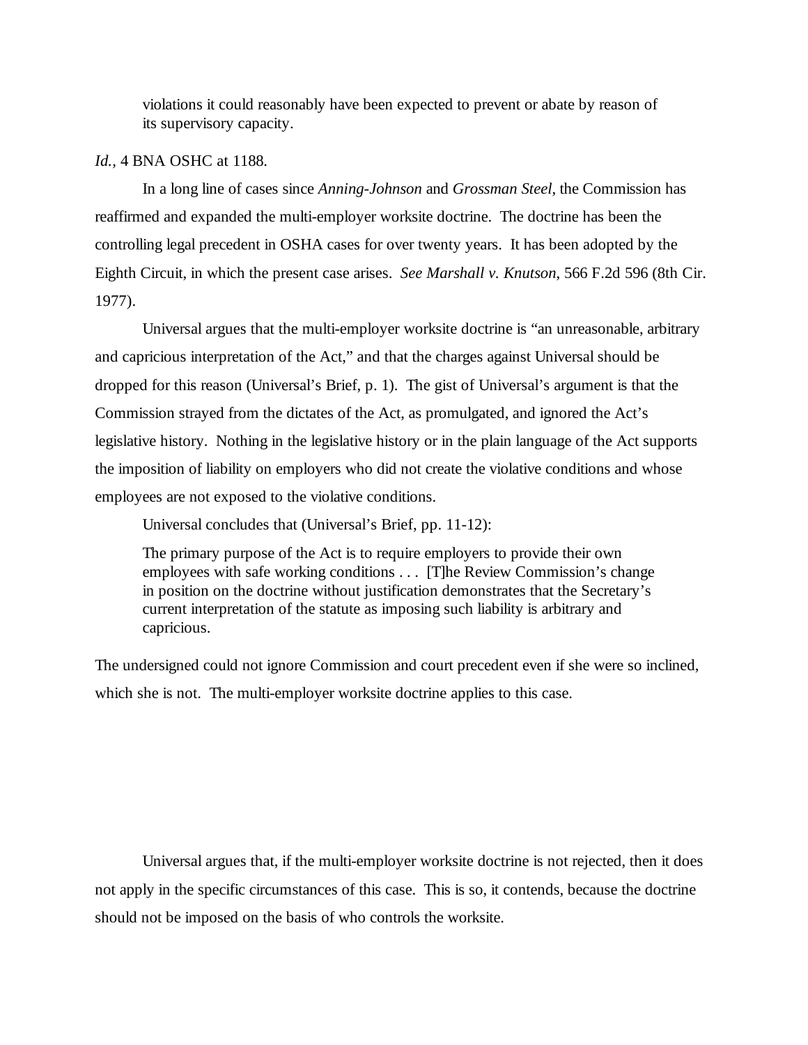> violations it could reasonably have been expected to prevent or abate by reason of its supervisory capacity.

*Id.*, 4 BNA OSHC at 1188.

In a long line of cases since *Anning-Johnson* and *Grossman Steel*, the Commission has reaffirmed and expanded the multi-employer worksite doctrine. The doctrine has been the controlling legal precedent in OSHA cases for over twenty years. It has been adopted by the Eighth Circuit, in which the present case arises. *See Marshall v. Knutson*, 566 F.2d 596 (8th Cir. 1977).

Universal argues that the multi-employer worksite doctrine is "an unreasonable, arbitrary and capricious interpretation of the Act," and that the charges against Universal should be dropped for this reason (Universal's Brief, p. 1). The gist of Universal's argument is that the Commission strayed from the dictates of the Act, as promulgated, and ignored the Act's legislative history. Nothing in the legislative history or in the plain language of the Act supports the imposition of liability on employers who did not create the violative conditions and whose employees are not exposed to the violative conditions.

Universal concludes that (Universal's Brief, pp. 11-12):

> The primary purpose of the Act is to require employers to provide their own employees with safe working conditions . . . [T]he Review Commission's change in position on the doctrine without justification demonstrates that the Secretary's current interpretation of the statute as imposing such liability is arbitrary and capricious.

The undersigned could not ignore Commission and court precedent even if she were so inclined, which she is not. The multi-employer worksite doctrine applies to this case.

Universal argues that, if the multi-employer worksite doctrine is not rejected, then it does not apply in the specific circumstances of this case. This is so, it contends, because the doctrine should not be imposed on the basis of who controls the worksite.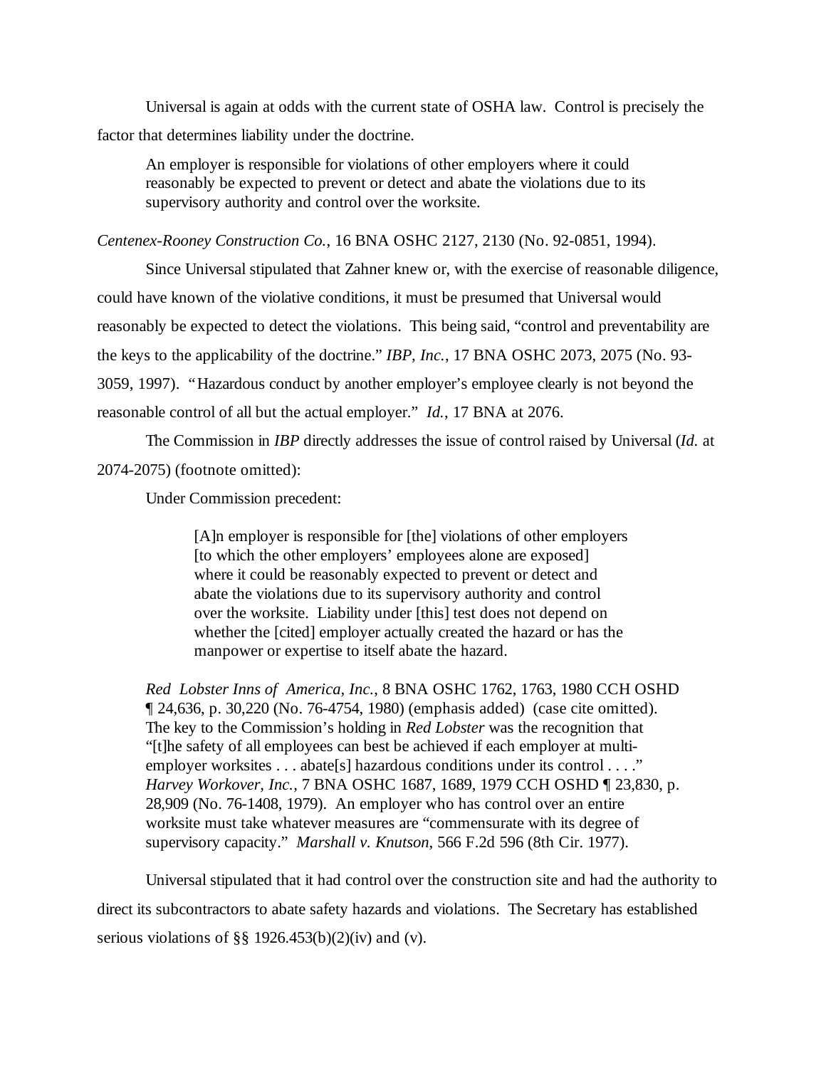Universal is again at odds with the current state of OSHA law. Control is precisely the factor that determines liability under the doctrine.

> An employer is responsible for violations of other employers where it could reasonably be expected to prevent or detect and abate the violations due to its supervisory authority and control over the worksite.

*Centenex-Rooney Construction Co.*, 16 BNA OSHC 2127, 2130 (No. 92-0851, 1994).

Since Universal stipulated that Zahner knew or, with the exercise of reasonable diligence, could have known of the violative conditions, it must be presumed that Universal would reasonably be expected to detect the violations. This being said, "control and preventability are the keys to the applicability of the doctrine." *IBP, Inc.*, 17 BNA OSHC 2073, 2075 (No. 93-3059, 1997). "Hazardous conduct by another employer's employee clearly is not beyond the reasonable control of all but the actual employer." *Id.*, 17 BNA at 2076.

The Commission in *IBP* directly addresses the issue of control raised by Universal (*Id.* at 2074-2075) (footnote omitted):

> Under Commission precedent:
>
> > [A]n employer is responsible for [the] violations of other employers [to which the other employers' employees alone are exposed] where it could be reasonably expected to prevent or detect and abate the violations due to its supervisory authority and control over the worksite. Liability under [this] test does not depend on whether the [cited] employer actually created the hazard or has the manpower or expertise to itself abate the hazard.
>
> *Red Lobster Inns of America, Inc.*, 8 BNA OSHC 1762, 1763, 1980 CCH OSHD ¶ 24,636, p. 30,220 (No. 76-4754, 1980) (emphasis added) (case cite omitted). The key to the Commission's holding in *Red Lobster* was the recognition that "[t]he safety of all employees can best be achieved if each employer at multi-employer worksites . . . abate[s] hazardous conditions under its control . . . ." *Harvey Workover, Inc.*, 7 BNA OSHC 1687, 1689, 1979 CCH OSHD ¶ 23,830, p. 28,909 (No. 76-1408, 1979). An employer who has control over an entire worksite must take whatever measures are "commensurate with its degree of supervisory capacity." *Marshall v. Knutson*, 566 F.2d 596 (8th Cir. 1977).

Universal stipulated that it had control over the construction site and had the authority to direct its subcontractors to abate safety hazards and violations. The Secretary has established serious violations of §§ 1926.453(b)(2)(iv) and (v).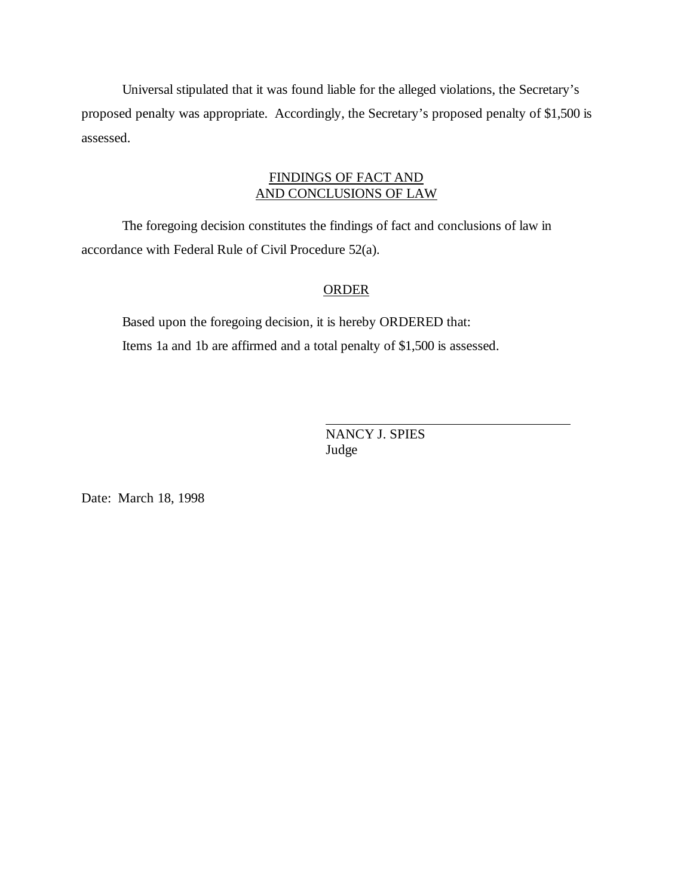Universal stipulated that it was found liable for the alleged violations, the Secretary's proposed penalty was appropriate. Accordingly, the Secretary's proposed penalty of $1,500 is assessed.

## FINDINGS OF FACT AND AND CONCLUSIONS OF LAW

The foregoing decision constitutes the findings of fact and conclusions of law in accordance with Federal Rule of Civil Procedure 52(a).

## ORDER

Based upon the foregoing decision, it is hereby ORDERED that:

Items 1a and 1b are affirmed and a total penalty of $1,500 is assessed.

NANCY J. SPIES
Judge

Date: March 18, 1998